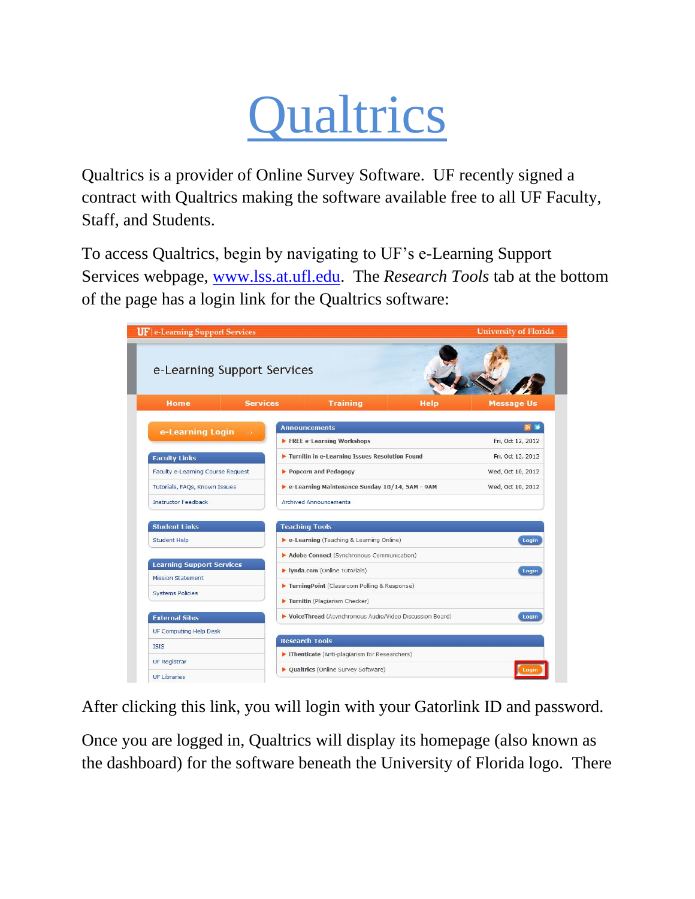# Qualtrics

Qualtrics is a provider of Online Survey Software. UF recently signed a contract with Qualtrics making the software available free to all UF Faculty, Staff, and Students.

To access Qualtrics, begin by navigating to UF's e-Learning Support Services webpage, www.lss.at.ufl.edu. The *Research Tools* tab at the bottom of the page has a login link for the Qualtrics software:

After clicking this link, you will login with your Gatorlink ID and password.

Once you are logged in, Qualtrics will display its homepage (also known as the dashboard) for the software beneath the University of Florida logo. There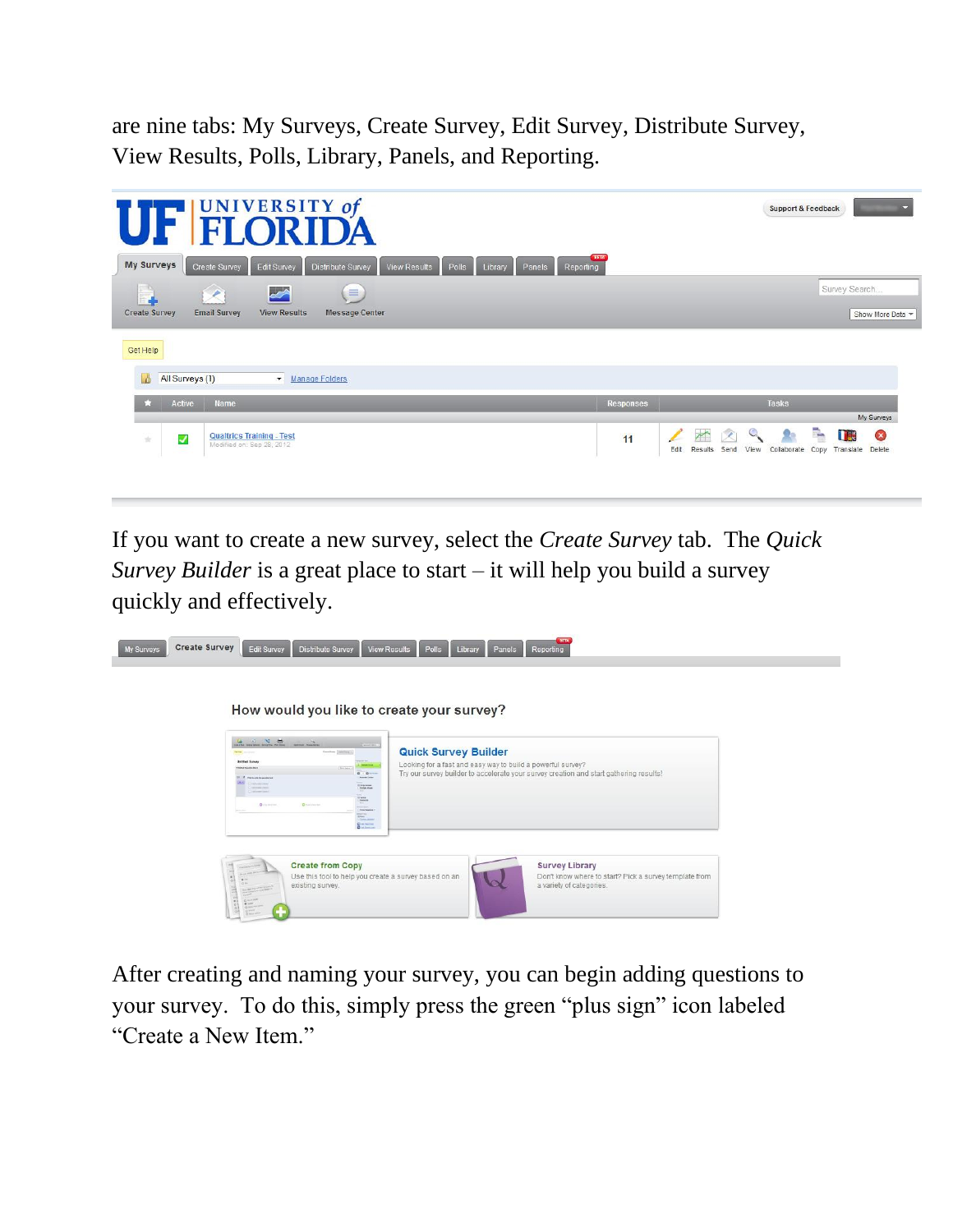are nine tabs: My Surveys, Create Survey, Edit Survey, Distribute Survey, View Results, Polls, Library, Panels, and Reporting.

If you want to create a new survey, select the *Create Survey* tab. The *Quick Survey Builder* is a great place to start – it will help you build a survey quickly and effectively.

After creating and naming your survey, you can begin adding questions to your survey. To do this, simply press the green "plus sign" icon labeled "Create a New Item."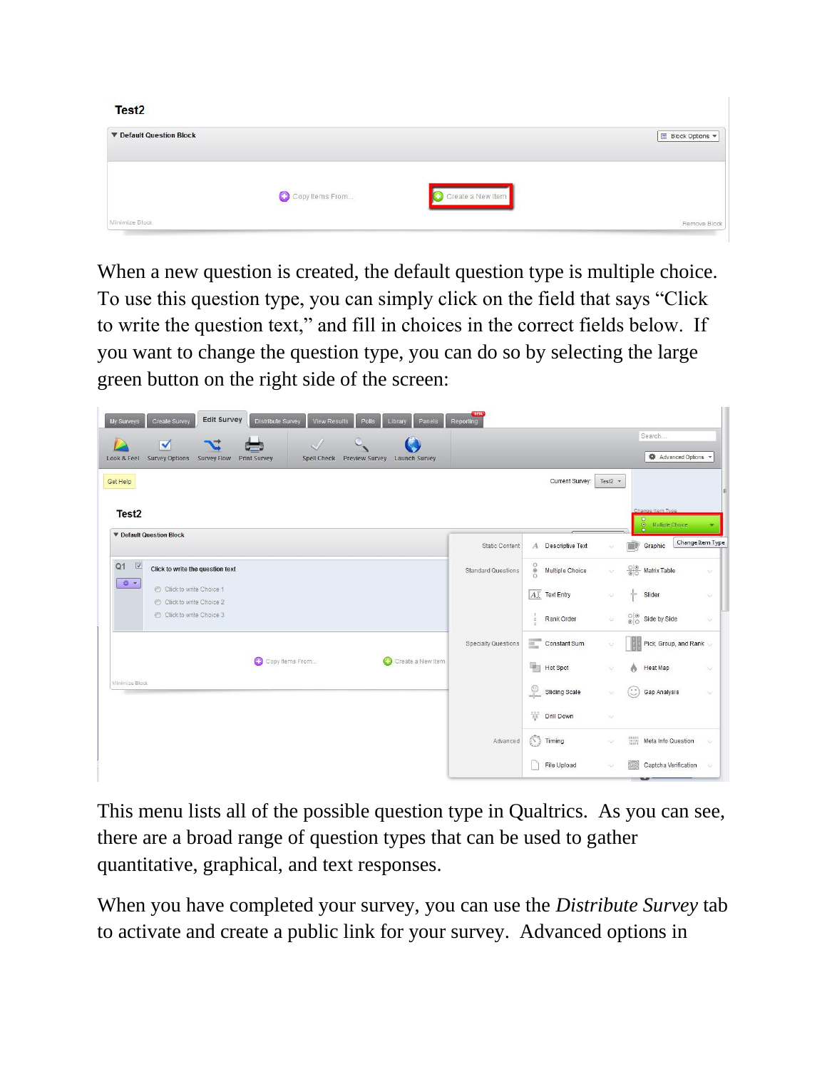When a new question is created, the default question type is multiple choice. To use this question type, you can simply click on the field that says “Click to write the question text,” and fill in choices in the correct fields below. If you want to change the question type, you can do so by selecting the large green button on the right side of the screen:

This menu lists all of the possible question type in Qualtrics. As you can see, there are a broad range of question types that can be used to gather quantitative, graphical, and text responses.

When you have completed your survey, you can use the *Distribute Survey* tab to activate and create a public link for your survey. Advanced options in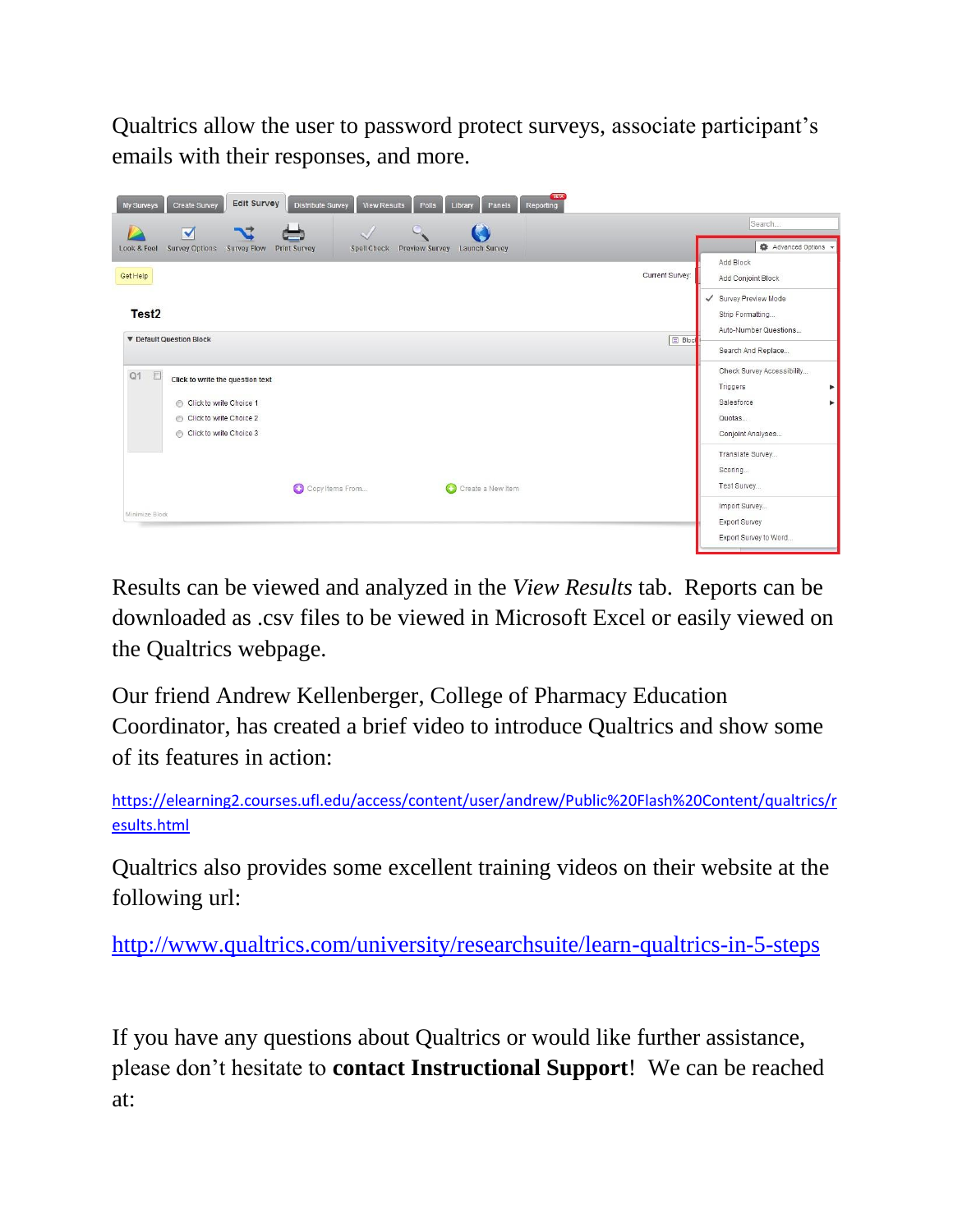Qualtrics allow the user to password protect surveys, associate participant's emails with their responses, and more.

Results can be viewed and analyzed in the *View Results* tab. Reports can be downloaded as .csv files to be viewed in Microsoft Excel or easily viewed on the Qualtrics webpage.

Our friend Andrew Kellenberger, College of Pharmacy Education Coordinator, has created a brief video to introduce Qualtrics and show some of its features in action:

https://elearning2.courses.ufl.edu/access/content/user/andrew/Public%20Flash%20Content/qualtrics/results.html

Qualtrics also provides some excellent training videos on their website at the following url:

http://www.qualtrics.com/university/researchsuite/learn-qualtrics-in-5-steps

If you have any questions about Qualtrics or would like further assistance, please don't hesitate to **contact Instructional Support**! We can be reached at: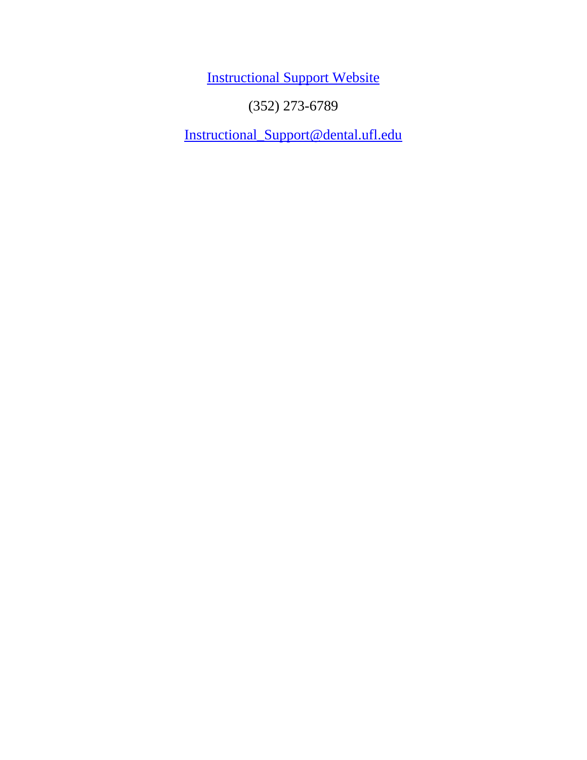Instructional Support Website

(352) 273-6789

Instructional_Support@dental.ufl.edu